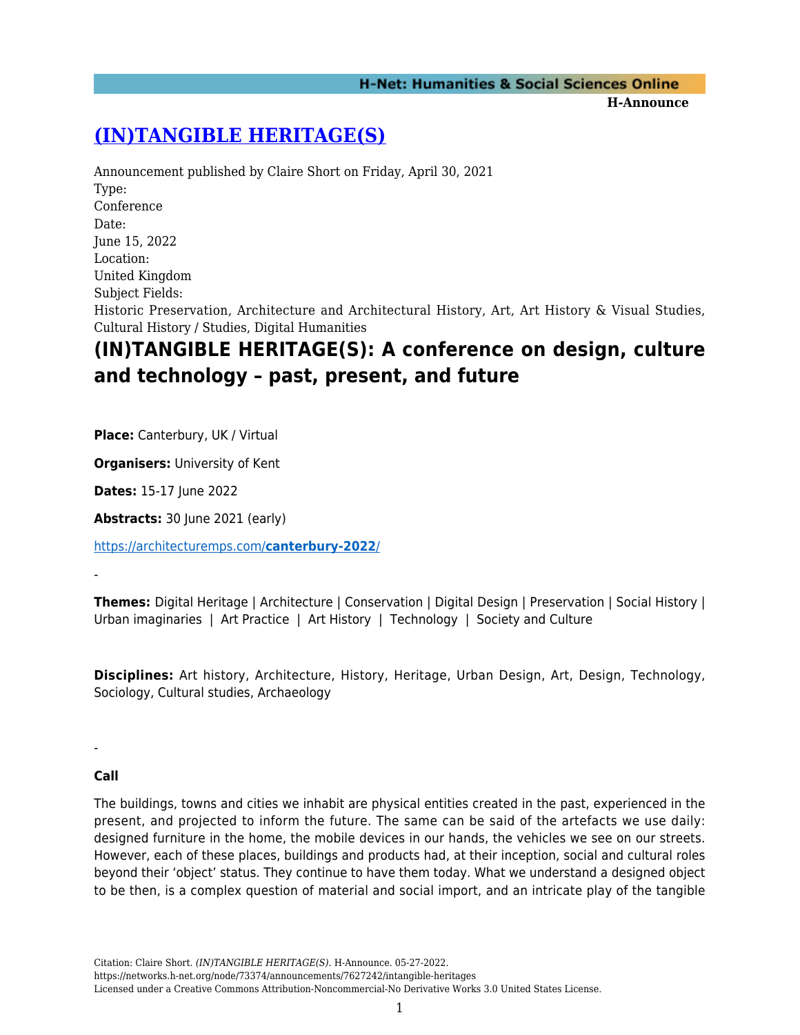# [(IN)TANGIBLE HERITAGE(S)](https://networks.h-net.org/node/73374/announcements/7627242/intangible-heritages)

Announcement published by Claire Short on Friday, April 30, 2021

Type:
Conference

Date:
June 15, 2022

Location:
United Kingdom

Subject Fields:
Historic Preservation, Architecture and Architectural History, Art, Art History & Visual Studies, Cultural History / Studies, Digital Humanities

## (IN)TANGIBLE HERITAGE(S): A conference on design, culture and technology – past, present, and future

**Place:** Canterbury, UK / Virtual

**Organisers:** University of Kent

**Dates:** 15-17 June 2022

**Abstracts:** 30 June 2021 (early)

https://architecturemps.com/**canterbury-2022**/

-

**Themes:** Digital Heritage | Architecture | Conservation | Digital Design | Preservation | Social History | Urban imaginaries | Art Practice | Art History | Technology | Society and Culture

**Disciplines:** Art history, Architecture, History, Heritage, Urban Design, Art, Design, Technology, Sociology, Cultural studies, Archaeology

-

**Call**

The buildings, towns and cities we inhabit are physical entities created in the past, experienced in the present, and projected to inform the future. The same can be said of the artefacts we use daily: designed furniture in the home, the mobile devices in our hands, the vehicles we see on our streets. However, each of these places, buildings and products had, at their inception, social and cultural roles beyond their 'object' status. They continue to have them today. What we understand a designed object to be then, is a complex question of material and social import, and an intricate play of the tangible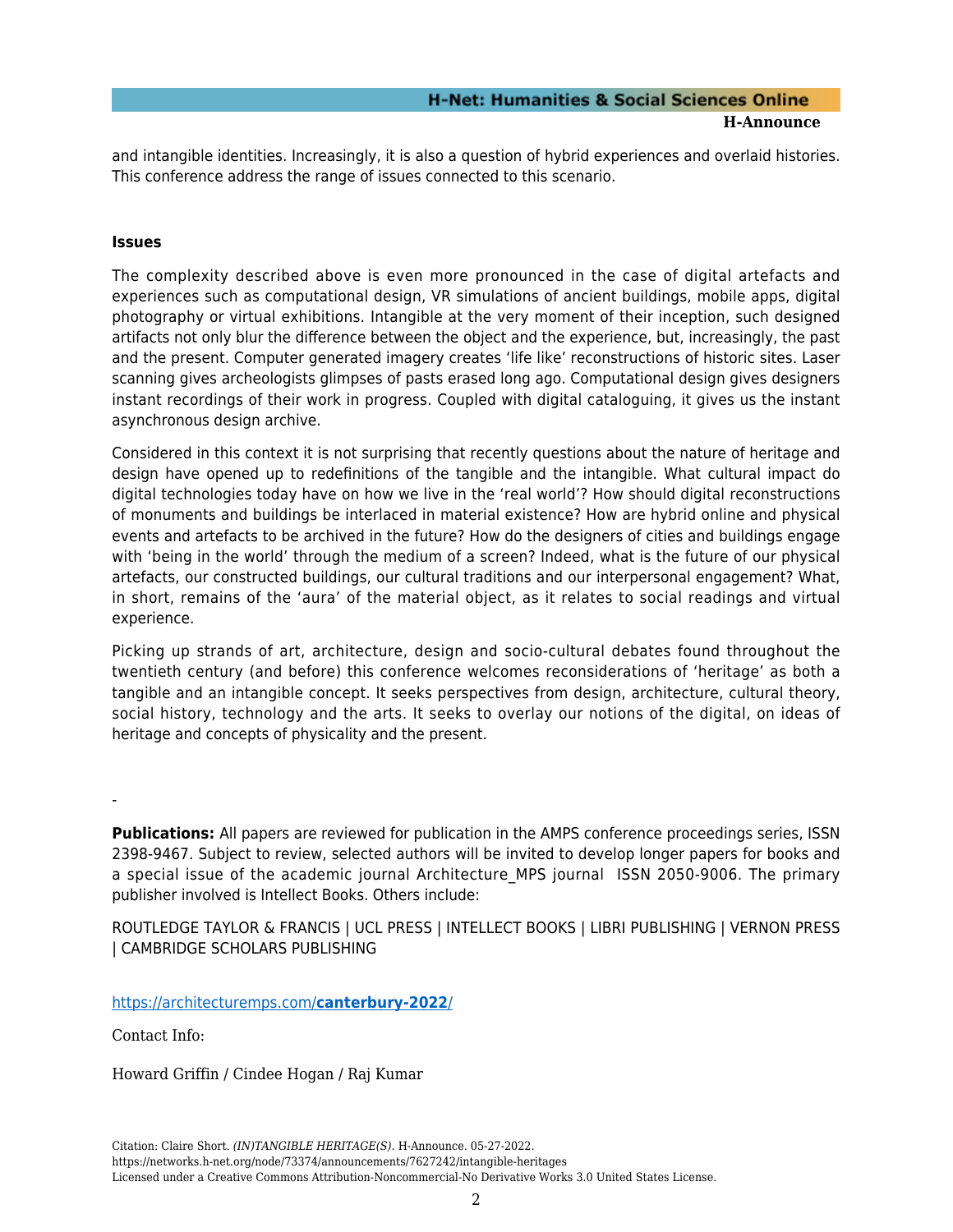and intangible identities. Increasingly, it is also a question of hybrid experiences and overlaid histories. This conference address the range of issues connected to this scenario.

### Issues

The complexity described above is even more pronounced in the case of digital artefacts and experiences such as computational design, VR simulations of ancient buildings, mobile apps, digital photography or virtual exhibitions. Intangible at the very moment of their inception, such designed artifacts not only blur the difference between the object and the experience, but, increasingly, the past and the present. Computer generated imagery creates 'life like' reconstructions of historic sites. Laser scanning gives archeologists glimpses of pasts erased long ago. Computational design gives designers instant recordings of their work in progress. Coupled with digital cataloguing, it gives us the instant asynchronous design archive.

Considered in this context it is not surprising that recently questions about the nature of heritage and design have opened up to redefinitions of the tangible and the intangible. What cultural impact do digital technologies today have on how we live in the 'real world'? How should digital reconstructions of monuments and buildings be interlaced in material existence? How are hybrid online and physical events and artefacts to be archived in the future? How do the designers of cities and buildings engage with 'being in the world' through the medium of a screen? Indeed, what is the future of our physical artefacts, our constructed buildings, our cultural traditions and our interpersonal engagement? What, in short, remains of the 'aura' of the material object, as it relates to social readings and virtual experience.

Picking up strands of art, architecture, design and socio-cultural debates found throughout the twentieth century (and before) this conference welcomes reconsiderations of 'heritage' as both a tangible and an intangible concept. It seeks perspectives from design, architecture, cultural theory, social history, technology and the arts. It seeks to overlay our notions of the digital, on ideas of heritage and concepts of physicality and the present.

-

**Publications:** All papers are reviewed for publication in the AMPS conference proceedings series, ISSN 2398-9467. Subject to review, selected authors will be invited to develop longer papers for books and a special issue of the academic journal Architecture_MPS journal ISSN 2050-9006. The primary publisher involved is Intellect Books. Others include:

ROUTLEDGE TAYLOR & FRANCIS | UCL PRESS | INTELLECT BOOKS | LIBRI PUBLISHING | VERNON PRESS | CAMBRIDGE SCHOLARS PUBLISHING

https://architecturemps.com/**canterbury-2022**/

Contact Info:

Howard Griffin / Cindee Hogan / Raj Kumar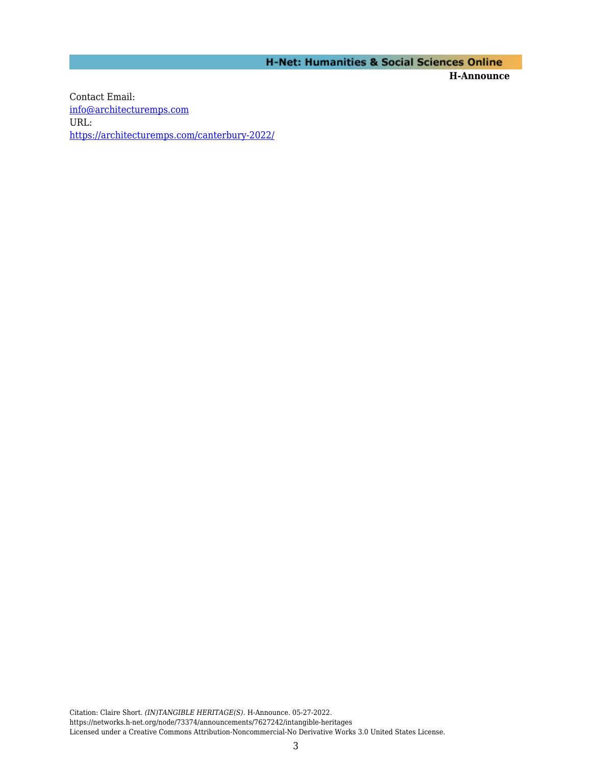Contact Email:
info@architecturemps.com
URL:
https://architecturemps.com/canterbury-2022/